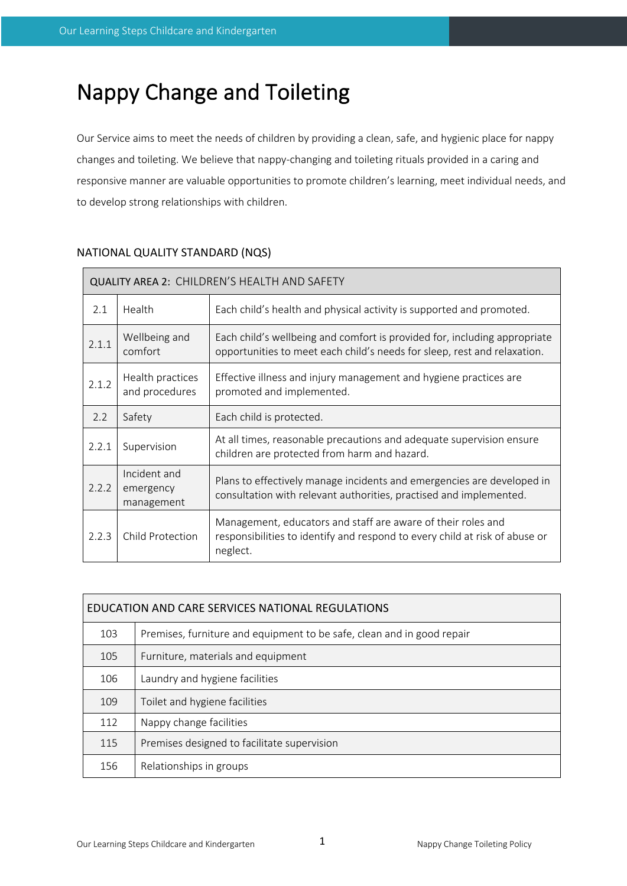# Nappy Change and Toileting

Our Service aims to meet the needs of children by providing a clean, safe, and hygienic place for nappy changes and toileting. We believe that nappy-changing and toileting rituals provided in a caring and responsive manner are valuable opportunities to promote children's learning, meet individual needs, and to develop strong relationships with children.

## NATIONAL QUALITY STANDARD (NQS)

| QUALITY AREA 2: CHILDREN'S HEALTH AND SAFETY | | |
|---|---|---|
| 2.1 | Health | Each child's health and physical activity is supported and promoted. |
| 2.1.1 | Wellbeing and comfort | Each child's wellbeing and comfort is provided for, including appropriate opportunities to meet each child's needs for sleep, rest and relaxation. |
| 2.1.2 | Health practices and procedures | Effective illness and injury management and hygiene practices are promoted and implemented. |
| 2.2 | Safety | Each child is protected. |
| 2.2.1 | Supervision | At all times, reasonable precautions and adequate supervision ensure children are protected from harm and hazard. |
| 2.2.2 | Incident and emergency management | Plans to effectively manage incidents and emergencies are developed in consultation with relevant authorities, practised and implemented. |
| 2.2.3 | Child Protection | Management, educators and staff are aware of their roles and responsibilities to identify and respond to every child at risk of abuse or neglect. |

| EDUCATION AND CARE SERVICES NATIONAL REGULATIONS | |
|---|---|
| 103 | Premises, furniture and equipment to be safe, clean and in good repair |
| 105 | Furniture, materials and equipment |
| 106 | Laundry and hygiene facilities |
| 109 | Toilet and hygiene facilities |
| 112 | Nappy change facilities |
| 115 | Premises designed to facilitate supervision |
| 156 | Relationships in groups |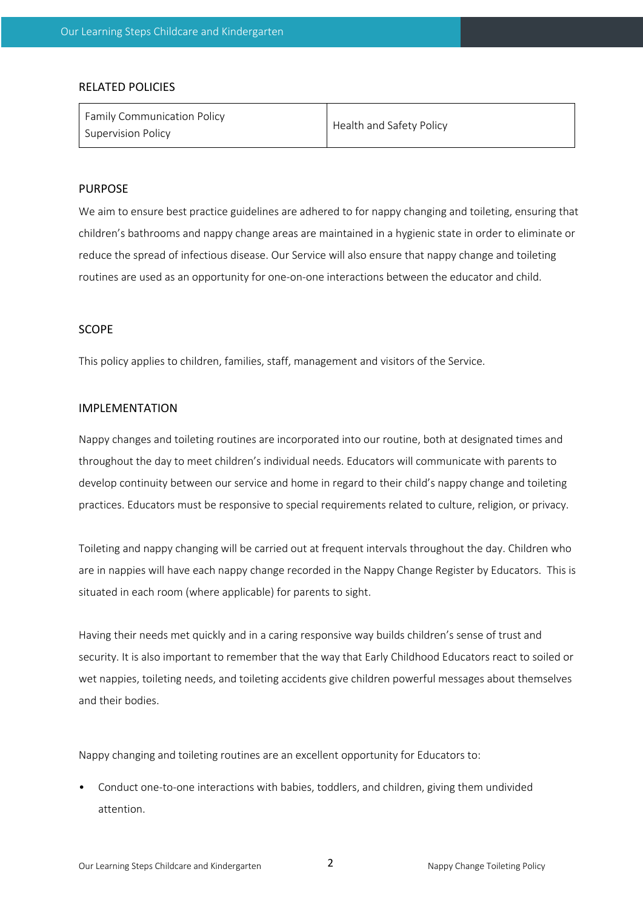## RELATED POLICIES

| Family Communication Policy<br>Supervision Policy | Health and Safety Policy |
|---|---|

## PURPOSE

We aim to ensure best practice guidelines are adhered to for nappy changing and toileting, ensuring that children's bathrooms and nappy change areas are maintained in a hygienic state in order to eliminate or reduce the spread of infectious disease. Our Service will also ensure that nappy change and toileting routines are used as an opportunity for one-on-one interactions between the educator and child.

## SCOPE

This policy applies to children, families, staff, management and visitors of the Service.

## IMPLEMENTATION

Nappy changes and toileting routines are incorporated into our routine, both at designated times and throughout the day to meet children's individual needs. Educators will communicate with parents to develop continuity between our service and home in regard to their child's nappy change and toileting practices. Educators must be responsive to special requirements related to culture, religion, or privacy.

Toileting and nappy changing will be carried out at frequent intervals throughout the day. Children who are in nappies will have each nappy change recorded in the Nappy Change Register by Educators. This is situated in each room (where applicable) for parents to sight.

Having their needs met quickly and in a caring responsive way builds children's sense of trust and security. It is also important to remember that the way that Early Childhood Educators react to soiled or wet nappies, toileting needs, and toileting accidents give children powerful messages about themselves and their bodies.

Nappy changing and toileting routines are an excellent opportunity for Educators to:

- Conduct one-to-one interactions with babies, toddlers, and children, giving them undivided attention.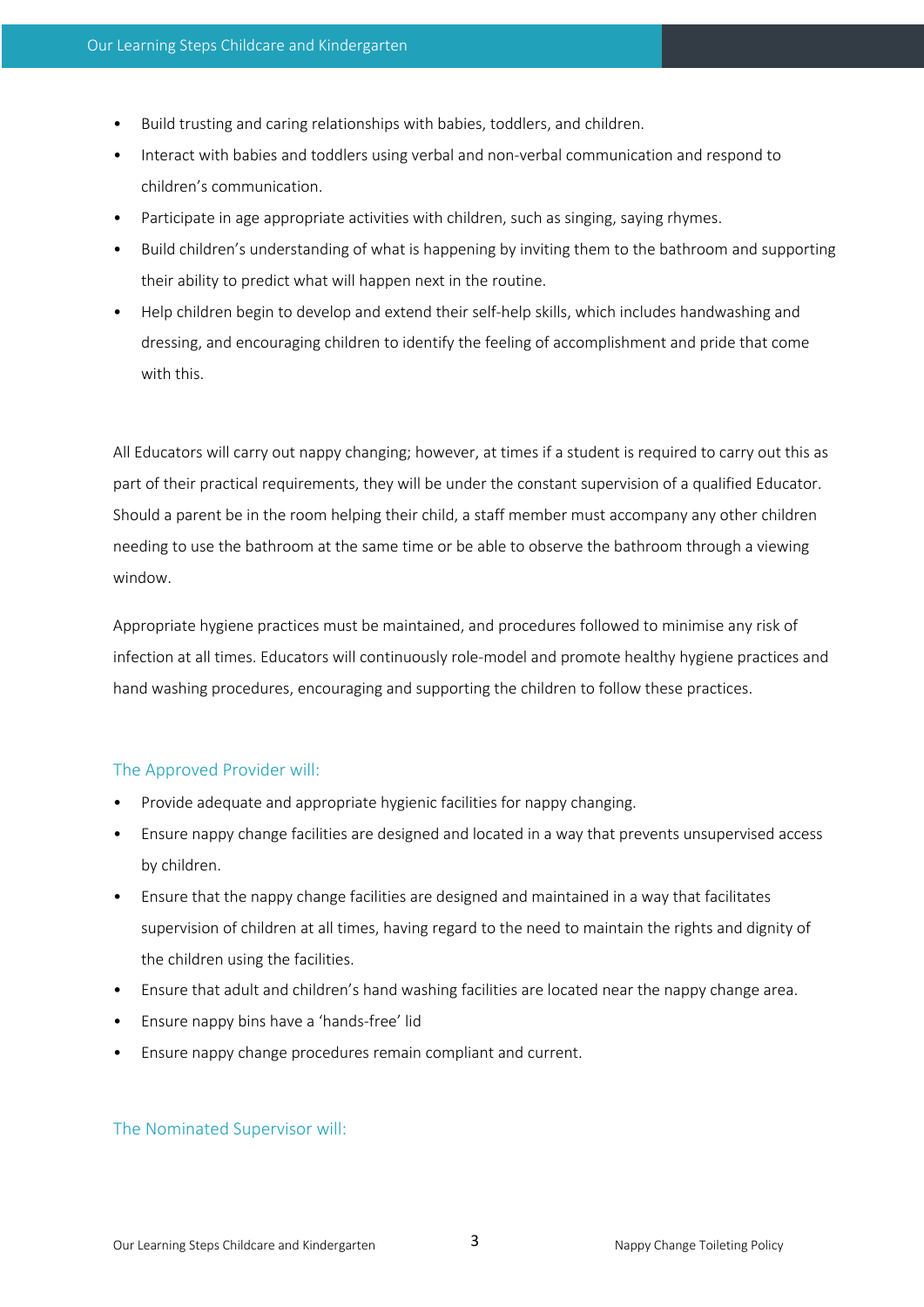- Build trusting and caring relationships with babies, toddlers, and children.
- Interact with babies and toddlers using verbal and non-verbal communication and respond to children's communication.
- Participate in age appropriate activities with children, such as singing, saying rhymes.
- Build children's understanding of what is happening by inviting them to the bathroom and supporting their ability to predict what will happen next in the routine.
- Help children begin to develop and extend their self-help skills, which includes handwashing and dressing, and encouraging children to identify the feeling of accomplishment and pride that come with this.

All Educators will carry out nappy changing; however, at times if a student is required to carry out this as part of their practical requirements, they will be under the constant supervision of a qualified Educator. Should a parent be in the room helping their child, a staff member must accompany any other children needing to use the bathroom at the same time or be able to observe the bathroom through a viewing window.

Appropriate hygiene practices must be maintained, and procedures followed to minimise any risk of infection at all times. Educators will continuously role-model and promote healthy hygiene practices and hand washing procedures, encouraging and supporting the children to follow these practices.

### The Approved Provider will:

- Provide adequate and appropriate hygienic facilities for nappy changing.
- Ensure nappy change facilities are designed and located in a way that prevents unsupervised access by children.
- Ensure that the nappy change facilities are designed and maintained in a way that facilitates supervision of children at all times, having regard to the need to maintain the rights and dignity of the children using the facilities.
- Ensure that adult and children's hand washing facilities are located near the nappy change area.
- Ensure nappy bins have a 'hands-free' lid
- Ensure nappy change procedures remain compliant and current.

### The Nominated Supervisor will: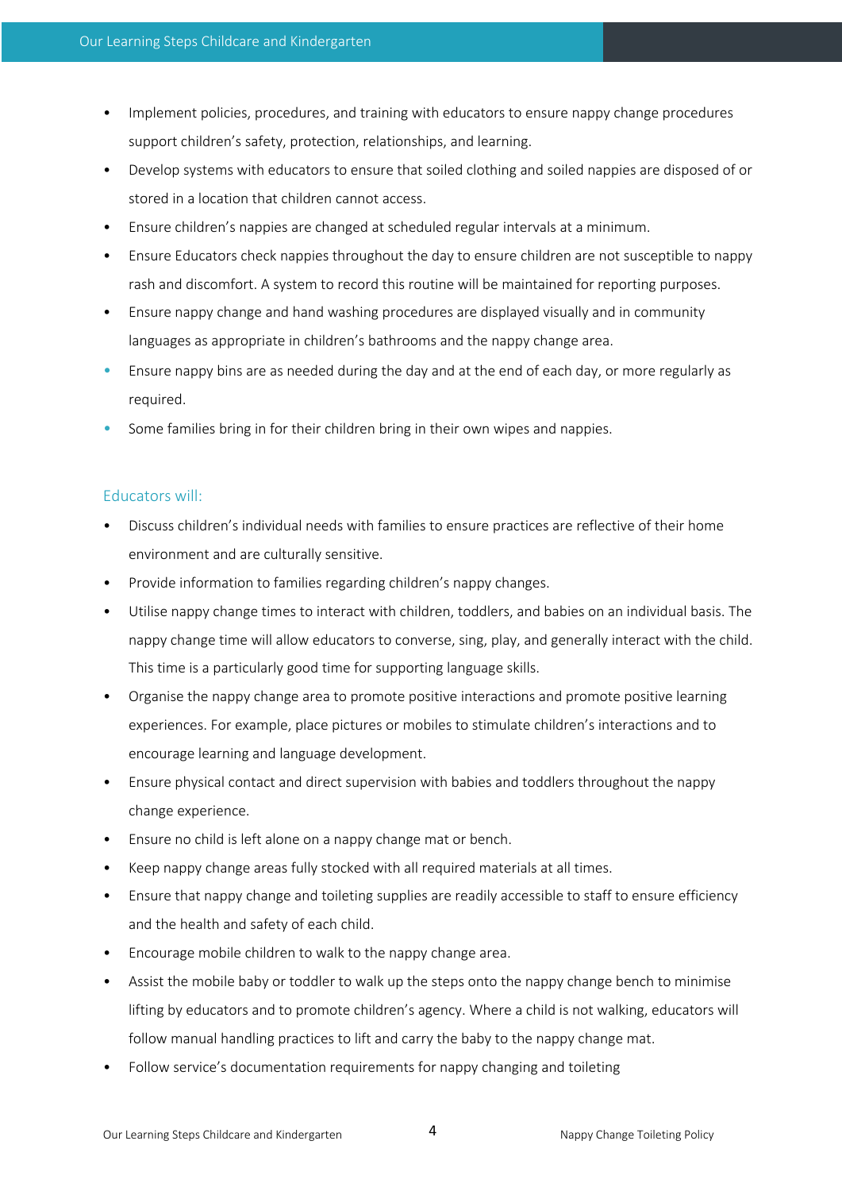- Implement policies, procedures, and training with educators to ensure nappy change procedures support children's safety, protection, relationships, and learning.
- Develop systems with educators to ensure that soiled clothing and soiled nappies are disposed of or stored in a location that children cannot access.
- Ensure children's nappies are changed at scheduled regular intervals at a minimum.
- Ensure Educators check nappies throughout the day to ensure children are not susceptible to nappy rash and discomfort. A system to record this routine will be maintained for reporting purposes.
- Ensure nappy change and hand washing procedures are displayed visually and in community languages as appropriate in children's bathrooms and the nappy change area.
- Ensure nappy bins are as needed during the day and at the end of each day, or more regularly as required.
- Some families bring in for their children bring in their own wipes and nappies.

### Educators will:

- Discuss children's individual needs with families to ensure practices are reflective of their home environment and are culturally sensitive.
- Provide information to families regarding children's nappy changes.
- Utilise nappy change times to interact with children, toddlers, and babies on an individual basis. The nappy change time will allow educators to converse, sing, play, and generally interact with the child. This time is a particularly good time for supporting language skills.
- Organise the nappy change area to promote positive interactions and promote positive learning experiences. For example, place pictures or mobiles to stimulate children's interactions and to encourage learning and language development.
- Ensure physical contact and direct supervision with babies and toddlers throughout the nappy change experience.
- Ensure no child is left alone on a nappy change mat or bench.
- Keep nappy change areas fully stocked with all required materials at all times.
- Ensure that nappy change and toileting supplies are readily accessible to staff to ensure efficiency and the health and safety of each child.
- Encourage mobile children to walk to the nappy change area.
- Assist the mobile baby or toddler to walk up the steps onto the nappy change bench to minimise lifting by educators and to promote children's agency. Where a child is not walking, educators will follow manual handling practices to lift and carry the baby to the nappy change mat.
- Follow service's documentation requirements for nappy changing and toileting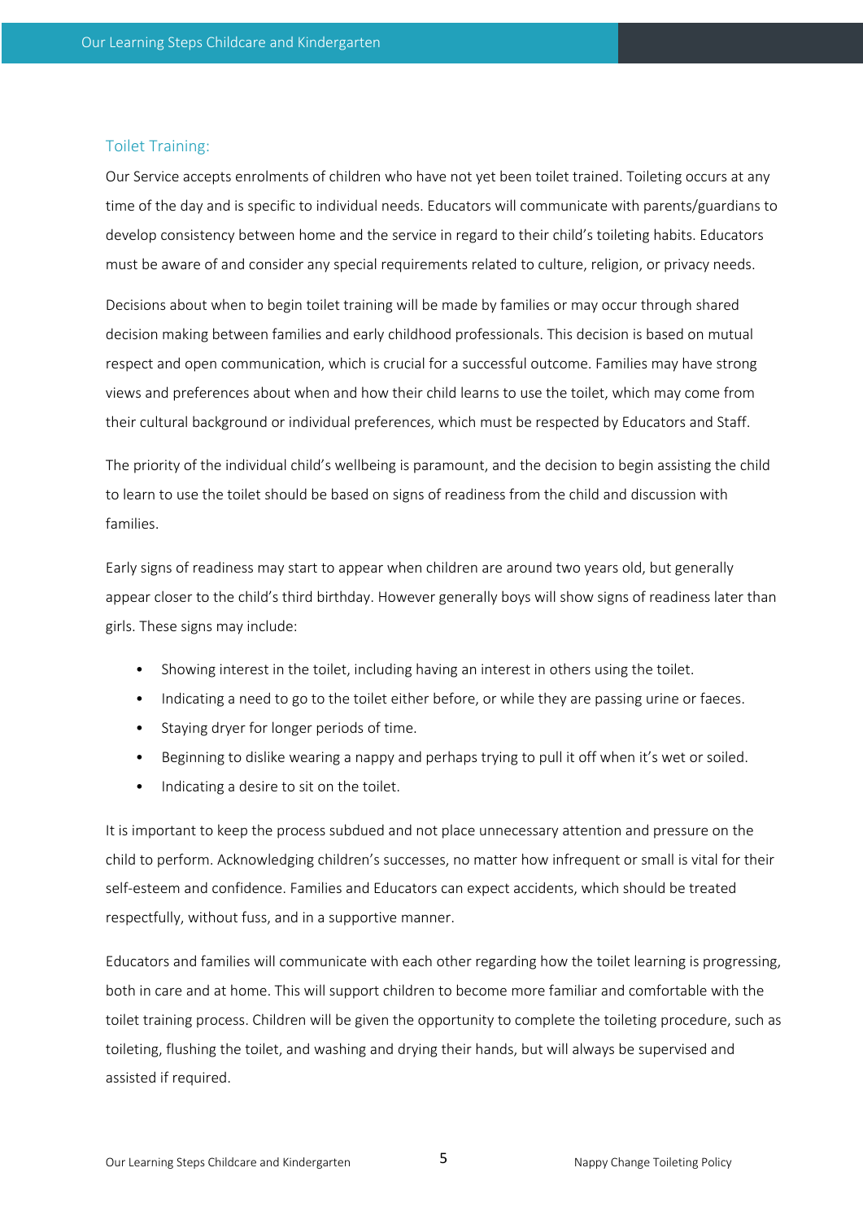## Toilet Training:

Our Service accepts enrolments of children who have not yet been toilet trained. Toileting occurs at any time of the day and is specific to individual needs. Educators will communicate with parents/guardians to develop consistency between home and the service in regard to their child's toileting habits. Educators must be aware of and consider any special requirements related to culture, religion, or privacy needs.

Decisions about when to begin toilet training will be made by families or may occur through shared decision making between families and early childhood professionals. This decision is based on mutual respect and open communication, which is crucial for a successful outcome. Families may have strong views and preferences about when and how their child learns to use the toilet, which may come from their cultural background or individual preferences, which must be respected by Educators and Staff.

The priority of the individual child's wellbeing is paramount, and the decision to begin assisting the child to learn to use the toilet should be based on signs of readiness from the child and discussion with families.

Early signs of readiness may start to appear when children are around two years old, but generally appear closer to the child's third birthday. However generally boys will show signs of readiness later than girls. These signs may include:

- Showing interest in the toilet, including having an interest in others using the toilet.
- Indicating a need to go to the toilet either before, or while they are passing urine or faeces.
- Staying dryer for longer periods of time.
- Beginning to dislike wearing a nappy and perhaps trying to pull it off when it's wet or soiled.
- Indicating a desire to sit on the toilet.

It is important to keep the process subdued and not place unnecessary attention and pressure on the child to perform. Acknowledging children's successes, no matter how infrequent or small is vital for their self-esteem and confidence. Families and Educators can expect accidents, which should be treated respectfully, without fuss, and in a supportive manner.

Educators and families will communicate with each other regarding how the toilet learning is progressing, both in care and at home. This will support children to become more familiar and comfortable with the toilet training process. Children will be given the opportunity to complete the toileting procedure, such as toileting, flushing the toilet, and washing and drying their hands, but will always be supervised and assisted if required.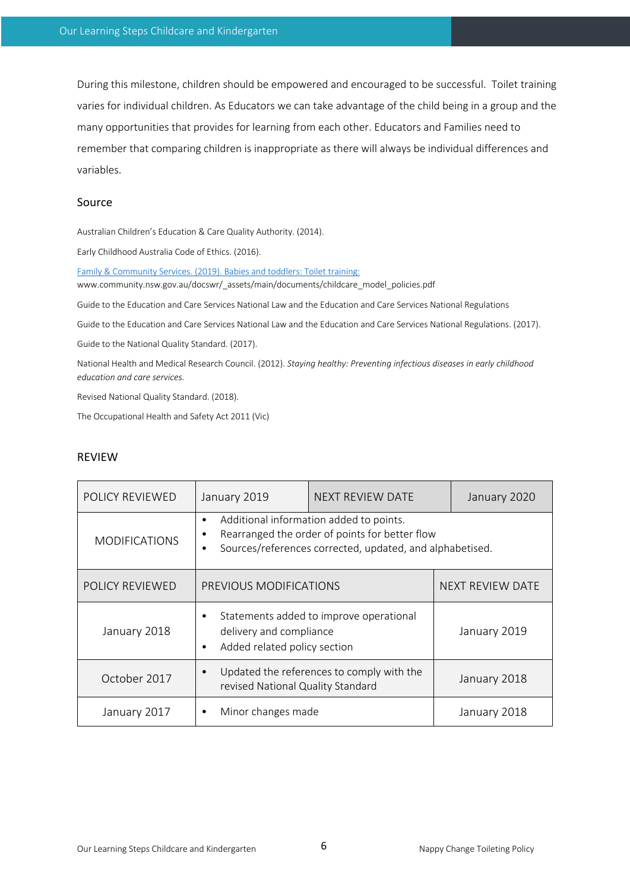During this milestone, children should be empowered and encouraged to be successful. Toilet training varies for individual children. As Educators we can take advantage of the child being in a group and the many opportunities that provides for learning from each other. Educators and Families need to remember that comparing children is inappropriate as there will always be individual differences and variables.

## Source

Australian Children's Education & Care Quality Authority. (2014).

Early Childhood Australia Code of Ethics. (2016).

Family & Community Services. (2019). Babies and toddlers: Toilet training: www.community.nsw.gov.au/docswr/_assets/main/documents/childcare_model_policies.pdf

Guide to the Education and Care Services National Law and the Education and Care Services National Regulations

Guide to the Education and Care Services National Law and the Education and Care Services National Regulations. (2017).

Guide to the National Quality Standard. (2017).

National Health and Medical Research Council. (2012). *Staying healthy: Preventing infectious diseases in early childhood education and care services.*

Revised National Quality Standard. (2018).

The Occupational Health and Safety Act 2011 (Vic)

## REVIEW

| POLICY REVIEWED | January 2019 | NEXT REVIEW DATE | January 2020 |
|---|---|---|---|
| MODIFICATIONS | • Additional information added to points.<br>• Rearranged the order of points for better flow<br>• Sources/references corrected, updated, and alphabetised. | | |

| POLICY REVIEWED | PREVIOUS MODIFICATIONS | NEXT REVIEW DATE |
|---|---|---|
| January 2018 | • Statements added to improve operational delivery and compliance<br>• Added related policy section | January 2019 |
| October 2017 | • Updated the references to comply with the revised National Quality Standard | January 2018 |
| January 2017 | • Minor changes made | January 2018 |